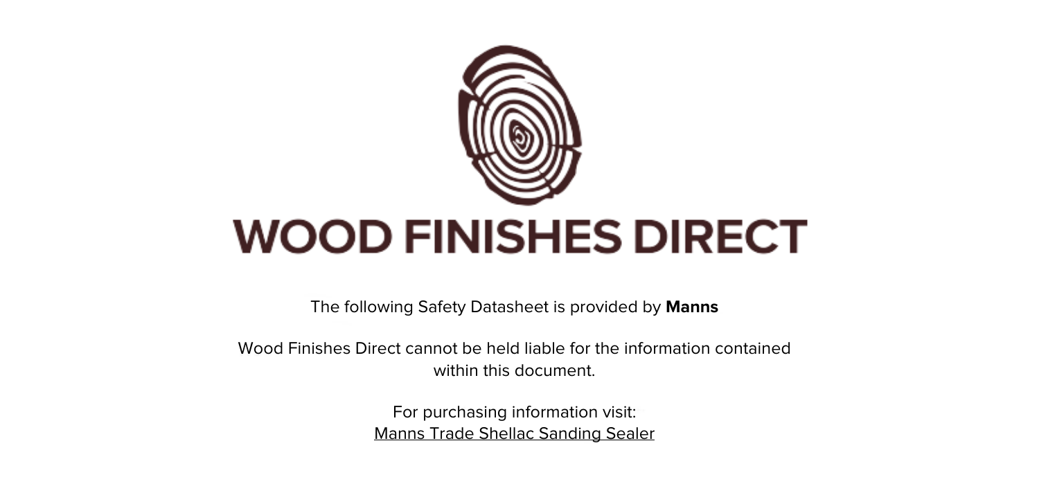# WOOD FINISHES DIRECT

The following Safety Datasheet is provided by **Manns**

Wood Finishes Direct cannot be held liable for the information contained within this document.

For purchasing information visit:
Manns Trade Shellac Sanding Sealer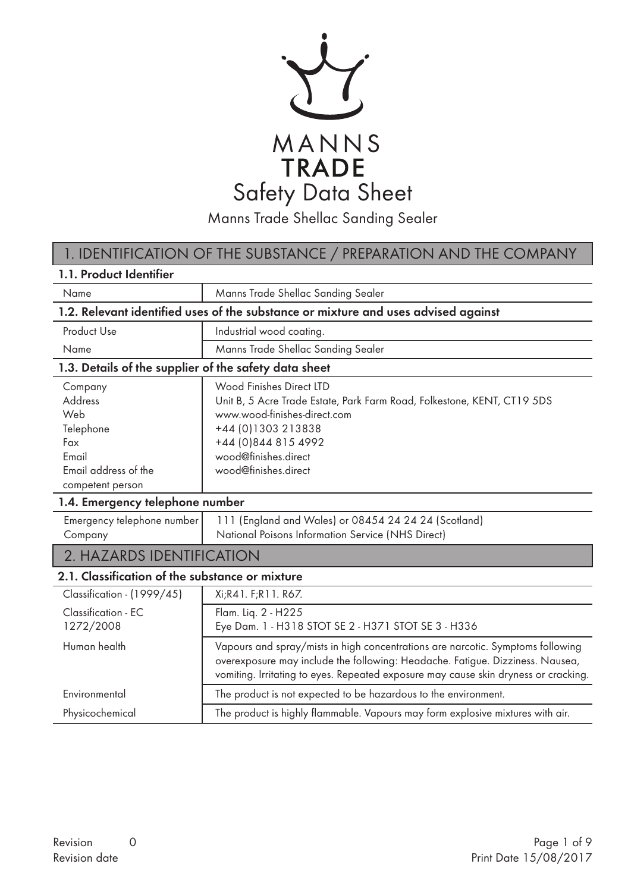MANNS

TRADE

# Safety Data Sheet

Manns Trade Shellac Sanding Sealer

## 1. IDENTIFICATION OF THE SUBSTANCE / PREPARATION AND THE COMPANY

### 1.1. Product Identifier

| | |
|---|---|
| Name | Manns Trade Shellac Sanding Sealer |

### 1.2. Relevant identified uses of the substance or mixture and uses advised against

| | |
|---|---|
| Product Use | Industrial wood coating. |
| Name | Manns Trade Shellac Sanding Sealer |

### 1.3. Details of the supplier of the safety data sheet

| | |
|---|---|
| Company | Wood Finishes Direct LTD |
| Address | Unit B, 5 Acre Trade Estate, Park Farm Road, Folkestone, KENT, CT19 5DS |
| Web | www.wood-finishes-direct.com |
| Telephone | +44 (0)1303 213838 |
| Fax | +44 (0)844 815 4992 |
| Email | wood@finishes.direct |
| Email address of the competent person | wood@finishes.direct |

### 1.4. Emergency telephone number

| | |
|---|---|
| Emergency telephone number | 111 (England and Wales) or 08454 24 24 24 (Scotland) |
| Company | National Poisons Information Service (NHS Direct) |

## 2. HAZARDS IDENTIFICATION

### 2.1. Classification of the substance or mixture

| | |
|---|---|
| Classification - (1999/45) | Xi;R41. F;R11. R67. |
| Classification - EC 1272/2008 | Flam. Liq. 2 - H225<br>Eye Dam. 1 - H318 STOT SE 2 - H371 STOT SE 3 - H336 |
| Human health | Vapours and spray/mists in high concentrations are narcotic. Symptoms following overexposure may include the following: Headache. Fatigue. Dizziness. Nausea, vomiting. Irritating to eyes. Repeated exposure may cause skin dryness or cracking. |
| Environmental | The product is not expected to be hazardous to the environment. |
| Physicochemical | The product is highly flammable. Vapours may form explosive mixtures with air. |

Revision 0

Revision date

Print Date 15/08/2017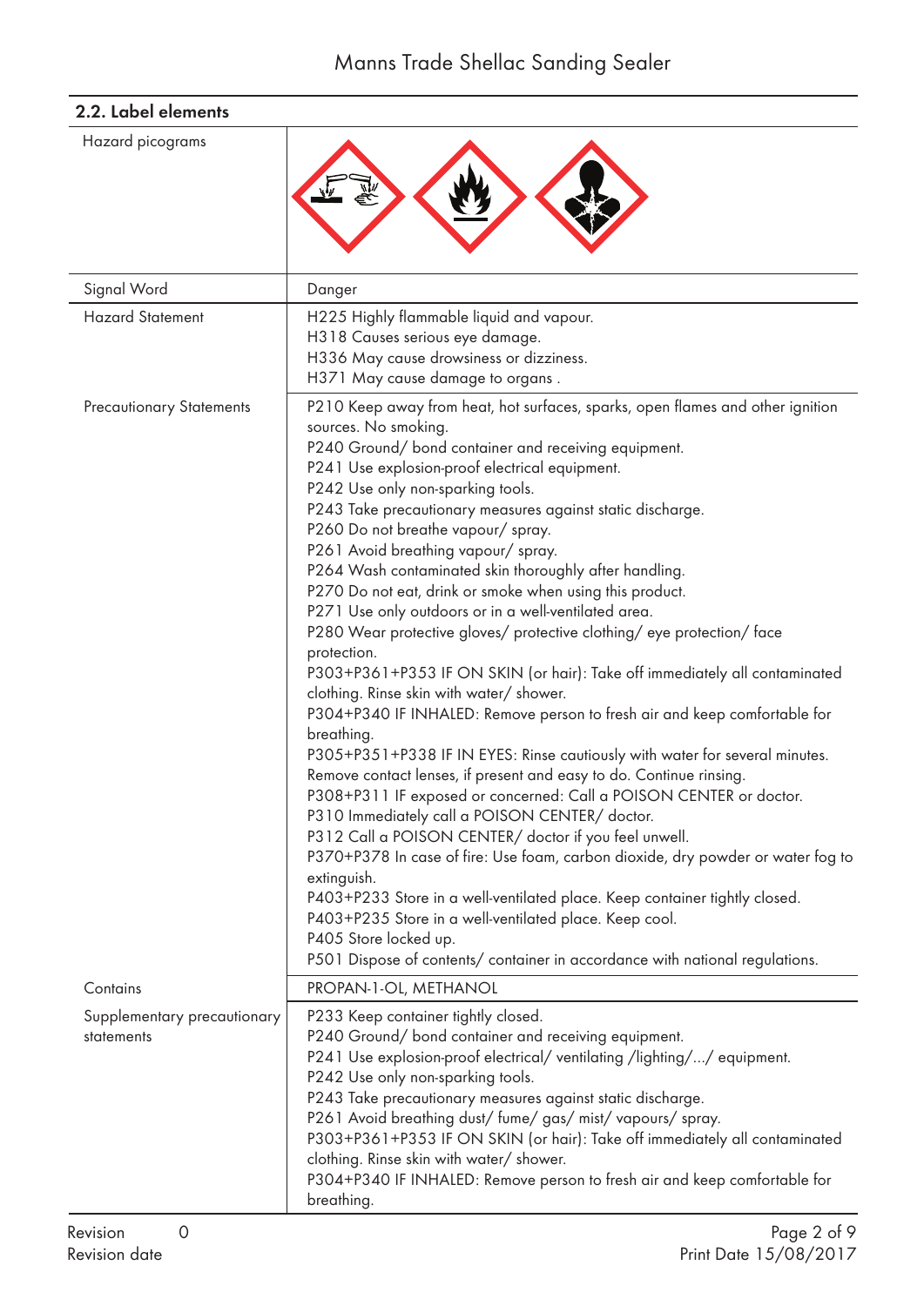## 2.2. Label elements

| | |
|---|---|
| Hazard picograms | |
| Signal Word | Danger |
| Hazard Statement | H225 Highly flammable liquid and vapour.<br>H318 Causes serious eye damage.<br>H336 May cause drowsiness or dizziness.<br>H371 May cause damage to organs . |
| Precautionary Statements | P210 Keep away from heat, hot surfaces, sparks, open flames and other ignition sources. No smoking.<br>P240 Ground/ bond container and receiving equipment.<br>P241 Use explosion-proof electrical equipment.<br>P242 Use only non-sparking tools.<br>P243 Take precautionary measures against static discharge.<br>P260 Do not breathe vapour/ spray.<br>P261 Avoid breathing vapour/ spray.<br>P264 Wash contaminated skin thoroughly after handling.<br>P270 Do not eat, drink or smoke when using this product.<br>P271 Use only outdoors or in a well-ventilated area.<br>P280 Wear protective gloves/ protective clothing/ eye protection/ face protection.<br>P303+P361+P353 IF ON SKIN (or hair): Take off immediately all contaminated clothing. Rinse skin with water/ shower.<br>P304+P340 IF INHALED: Remove person to fresh air and keep comfortable for breathing.<br>P305+P351+P338 IF IN EYES: Rinse cautiously with water for several minutes. Remove contact lenses, if present and easy to do. Continue rinsing.<br>P308+P311 IF exposed or concerned: Call a POISON CENTER or doctor.<br>P310 Immediately call a POISON CENTER/ doctor.<br>P312 Call a POISON CENTER/ doctor if you feel unwell.<br>P370+P378 In case of fire: Use foam, carbon dioxide, dry powder or water fog to extinguish.<br>P403+P233 Store in a well-ventilated place. Keep container tightly closed.<br>P403+P235 Store in a well-ventilated place. Keep cool.<br>P405 Store locked up.<br>P501 Dispose of contents/ container in accordance with national regulations. |
| Contains | PROPAN-1-OL, METHANOL |
| Supplementary precautionary statements | P233 Keep container tightly closed.<br>P240 Ground/ bond container and receiving equipment.<br>P241 Use explosion-proof electrical/ ventilating /lighting/.../ equipment.<br>P242 Use only non-sparking tools.<br>P243 Take precautionary measures against static discharge.<br>P261 Avoid breathing dust/ fume/ gas/ mist/ vapours/ spray.<br>P303+P361+P353 IF ON SKIN (or hair): Take off immediately all contaminated clothing. Rinse skin with water/ shower.<br>P304+P340 IF INHALED: Remove person to fresh air and keep comfortable for breathing. |

Revision 0
Revision date

Print Date 15/08/2017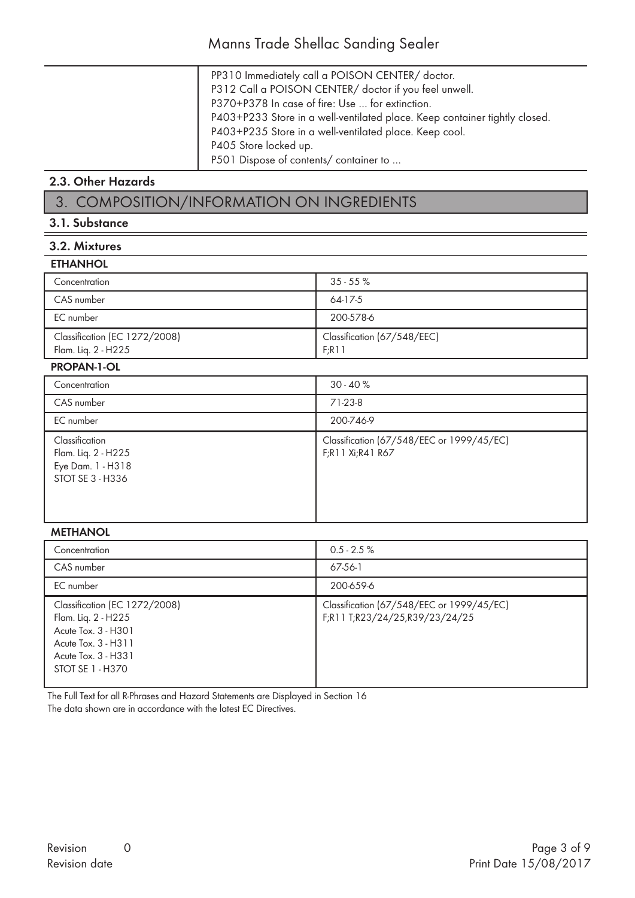| | |
|---|---|
| | PP310 Immediately call a POISON CENTER/ doctor.<br>P312 Call a POISON CENTER/ doctor if you feel unwell.<br>P370+P378 In case of fire: Use ... for extinction.<br>P403+P233 Store in a well-ventilated place. Keep container tightly closed.<br>P403+P235 Store in a well-ventilated place. Keep cool.<br>P405 Store locked up.<br>P501 Dispose of contents/ container to ... |

### 2.3. Other Hazards

## 3. COMPOSITION/INFORMATION ON INGREDIENTS

### 3.1. Substance

### 3.2. Mixtures

**ETHANHOL**

| | |
|---|---|
| Concentration | 35 - 55 % |
| CAS number | 64-17-5 |
| EC number | 200-578-6 |
| Classification (EC 1272/2008)<br>Flam. Liq. 2 - H225 | Classification (67/548/EEC)<br>F;R11 |

**PROPAN-1-OL**

| | |
|---|---|
| Concentration | 30 - 40 % |
| CAS number | 71-23-8 |
| EC number | 200-746-9 |
| Classification<br>Flam. Liq. 2 - H225<br>Eye Dam. 1 - H318<br>STOT SE 3 - H336 | Classification (67/548/EEC or 1999/45/EC)<br>F;R11 Xi;R41 R67 |

**METHANOL**

| | |
|---|---|
| Concentration | 0.5 - 2.5 % |
| CAS number | 67-56-1 |
| EC number | 200-659-6 |
| Classification (EC 1272/2008)<br>Flam. Liq. 2 - H225<br>Acute Tox. 3 - H301<br>Acute Tox. 3 - H311<br>Acute Tox. 3 - H331<br>STOT SE 1 - H370 | Classification (67/548/EEC or 1999/45/EC)<br>F;R11 T;R23/24/25,R39/23/24/25 |

The Full Text for all R-Phrases and Hazard Statements are Displayed in Section 16

The data shown are in accordance with the latest EC Directives.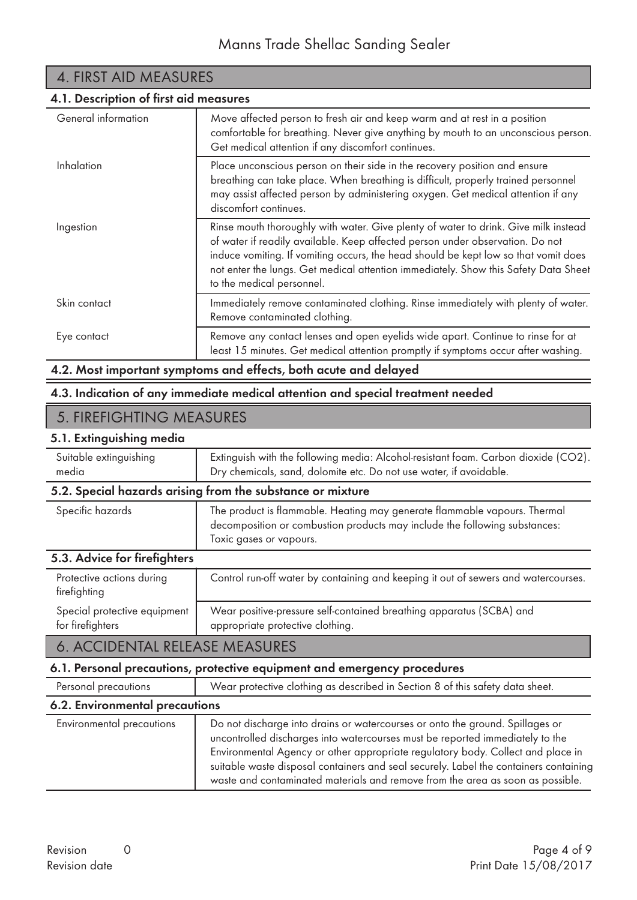## 4. FIRST AID MEASURES

### 4.1. Description of first aid measures

| | |
|---|---|
| General information | Move affected person to fresh air and keep warm and at rest in a position comfortable for breathing. Never give anything by mouth to an unconscious person. Get medical attention if any discomfort continues. |
| Inhalation | Place unconscious person on their side in the recovery position and ensure breathing can take place. When breathing is difficult, properly trained personnel may assist affected person by administering oxygen. Get medical attention if any discomfort continues. |
| Ingestion | Rinse mouth thoroughly with water. Give plenty of water to drink. Give milk instead of water if readily available. Keep affected person under observation. Do not induce vomiting. If vomiting occurs, the head should be kept low so that vomit does not enter the lungs. Get medical attention immediately. Show this Safety Data Sheet to the medical personnel. |
| Skin contact | Immediately remove contaminated clothing. Rinse immediately with plenty of water. Remove contaminated clothing. |
| Eye contact | Remove any contact lenses and open eyelids wide apart. Continue to rinse for at least 15 minutes. Get medical attention promptly if symptoms occur after washing. |

### 4.2. Most important symptoms and effects, both acute and delayed

### 4.3. Indication of any immediate medical attention and special treatment needed

## 5. FIREFIGHTING MEASURES

### 5.1. Extinguishing media

| | |
|---|---|
| Suitable extinguishing media | Extinguish with the following media: Alcohol-resistant foam. Carbon dioxide ($CO_2$). Dry chemicals, sand, dolomite etc. Do not use water, if avoidable. |

### 5.2. Special hazards arising from the substance or mixture

| | |
|---|---|
| Specific hazards | The product is flammable. Heating may generate flammable vapours. Thermal decomposition or combustion products may include the following substances: Toxic gases or vapours. |

### 5.3. Advice for firefighters

| | |
|---|---|
| Protective actions during firefighting | Control run-off water by containing and keeping it out of sewers and watercourses. |
| Special protective equipment for firefighters | Wear positive-pressure self-contained breathing apparatus (SCBA) and appropriate protective clothing. |

## 6. ACCIDENTAL RELEASE MEASURES

### 6.1. Personal precautions, protective equipment and emergency procedures

| | |
|---|---|
| Personal precautions | Wear protective clothing as described in Section 8 of this safety data sheet. |

### 6.2. Environmental precautions

| | |
|---|---|
| Environmental precautions | Do not discharge into drains or watercourses or onto the ground. Spillages or uncontrolled discharges into watercourses must be reported immediately to the Environmental Agency or other appropriate regulatory body. Collect and place in suitable waste disposal containers and seal securely. Label the containers containing waste and contaminated materials and remove from the area as soon as possible. |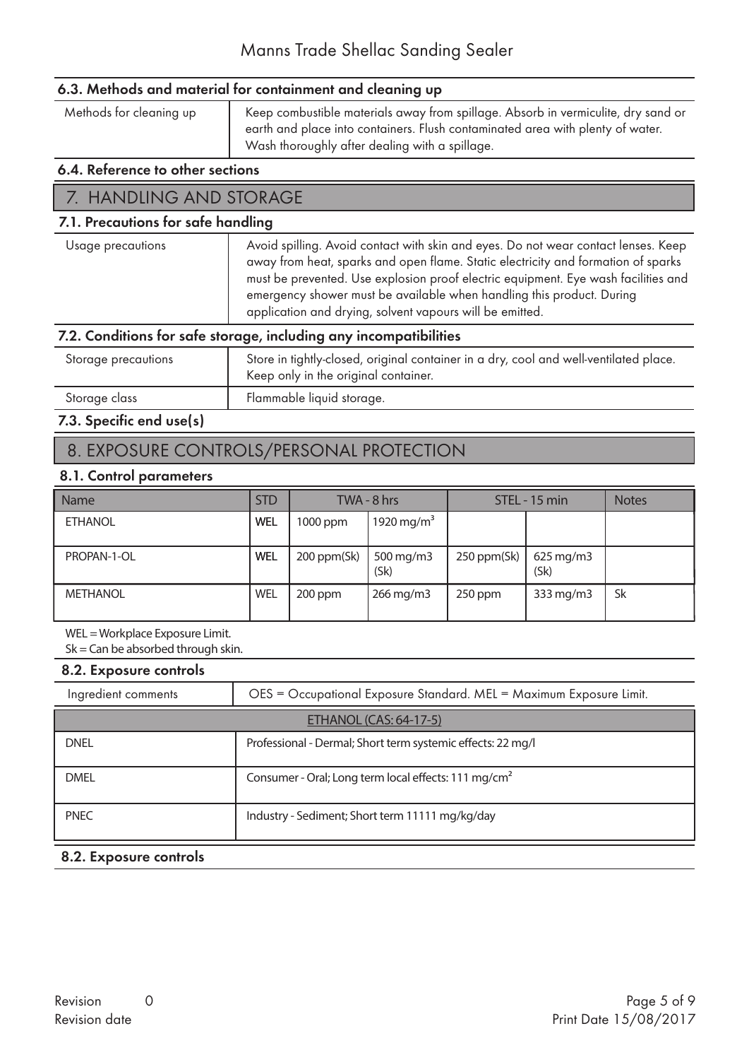### 6.3. Methods and material for containment and cleaning up

| | |
|---|---|
| Methods for cleaning up | Keep combustible materials away from spillage. Absorb in vermiculite, dry sand or earth and place into containers. Flush contaminated area with plenty of water. Wash thoroughly after dealing with a spillage. |

### 6.4. Reference to other sections

## 7. HANDLING AND STORAGE

### 7.1. Precautions for safe handling

| | |
|---|---|
| Usage precautions | Avoid spilling. Avoid contact with skin and eyes. Do not wear contact lenses. Keep away from heat, sparks and open flame. Static electricity and formation of sparks must be prevented. Use explosion proof electric equipment. Eye wash facilities and emergency shower must be available when handling this product. During application and drying, solvent vapours will be emitted. |

### 7.2. Conditions for safe storage, including any incompatibilities

| | |
|---|---|
| Storage precautions | Store in tightly-closed, original container in a dry, cool and well-ventilated place. Keep only in the original container. |
| Storage class | Flammable liquid storage. |

### 7.3. Specific end use(s)

## 8. EXPOSURE CONTROLS/PERSONAL PROTECTION

### 8.1. Control parameters

| Name | STD | TWA - 8 hrs | | STEL - 15 min | | Notes |
|---|---|---|---|---|---|---|
| ETHANOL | WEL | 1000 ppm | 1920 mg/m³ | | | |
| PROPAN-1-OL | WEL | 200 ppm(Sk) | 500 mg/m3 (Sk) | 250 ppm(Sk) | 625 mg/m3 (Sk) | |
| METHANOL | WEL | 200 ppm | 266 mg/m3 | 250 ppm | 333 mg/m3 | Sk |

WEL = Workplace Exposure Limit.
Sk = Can be absorbed through skin.

### 8.2. Exposure controls

| | |
|---|---|
| Ingredient comments | OES = Occupational Exposure Standard. MEL = Maximum Exposure Limit. |

| ETHANOL (CAS: 64-17-5) | |
|---|---|
| DNEL | Professional - Dermal; Short term systemic effects: 22 mg/l |
| DMEL | Consumer - Oral; Long term local effects: 111 mg/cm² |
| PNEC | Industry - Sediment; Short term 11111 mg/kg/day |

### 8.2. Exposure controls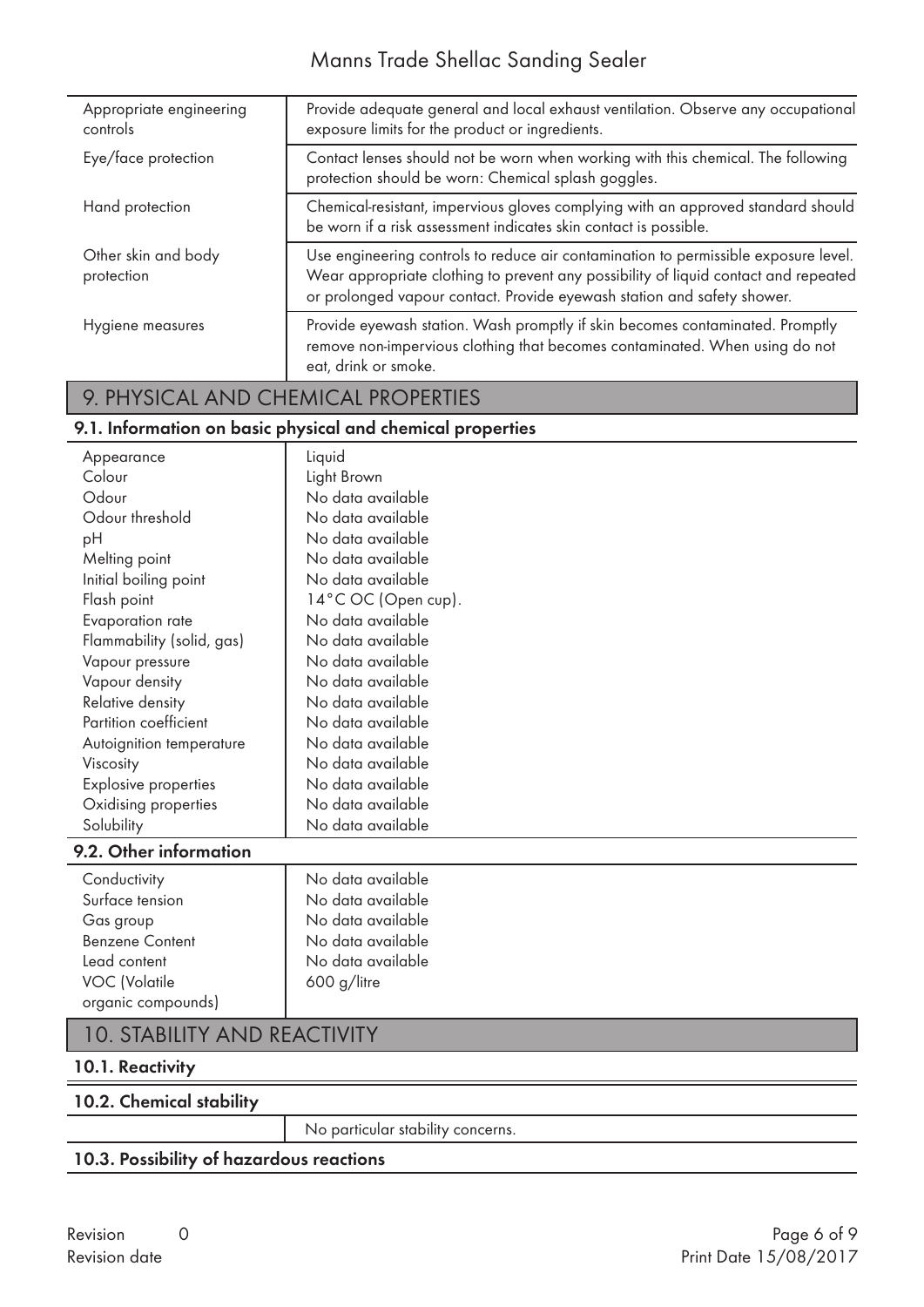| | |
|---|---|
| Appropriate engineering controls | Provide adequate general and local exhaust ventilation. Observe any occupational exposure limits for the product or ingredients. |
| Eye/face protection | Contact lenses should not be worn when working with this chemical. The following protection should be worn: Chemical splash goggles. |
| Hand protection | Chemical-resistant, impervious gloves complying with an approved standard should be worn if a risk assessment indicates skin contact is possible. |
| Other skin and body protection | Use engineering controls to reduce air contamination to permissible exposure level. Wear appropriate clothing to prevent any possibility of liquid contact and repeated or prolonged vapour contact. Provide eyewash station and safety shower. |
| Hygiene measures | Provide eyewash station. Wash promptly if skin becomes contaminated. Promptly remove non-impervious clothing that becomes contaminated. When using do not eat, drink or smoke. |

## 9. PHYSICAL AND CHEMICAL PROPERTIES

### 9.1. Information on basic physical and chemical properties

| | |
|---|---|
| Appearance | Liquid |
| Colour | Light Brown |
| Odour | No data available |
| Odour threshold | No data available |
| pH | No data available |
| Melting point | No data available |
| Initial boiling point | No data available |
| Flash point | 14°C OC (Open cup). |
| Evaporation rate | No data available |
| Flammability (solid, gas) | No data available |
| Vapour pressure | No data available |
| Vapour density | No data available |
| Relative density | No data available |
| Partition coefficient | No data available |
| Autoignition temperature | No data available |
| Viscosity | No data available |
| Explosive properties | No data available |
| Oxidising properties | No data available |
| Solubility | No data available |

### 9.2. Other information

| | |
|---|---|
| Conductivity | No data available |
| Surface tension | No data available |
| Gas group | No data available |
| Benzene Content | No data available |
| Lead content | No data available |
| VOC (Volatile organic compounds) | 600 g/litre |

## 10. STABILITY AND REACTIVITY

### 10.1. Reactivity

### 10.2. Chemical stability

No particular stability concerns.

### 10.3. Possibility of hazardous reactions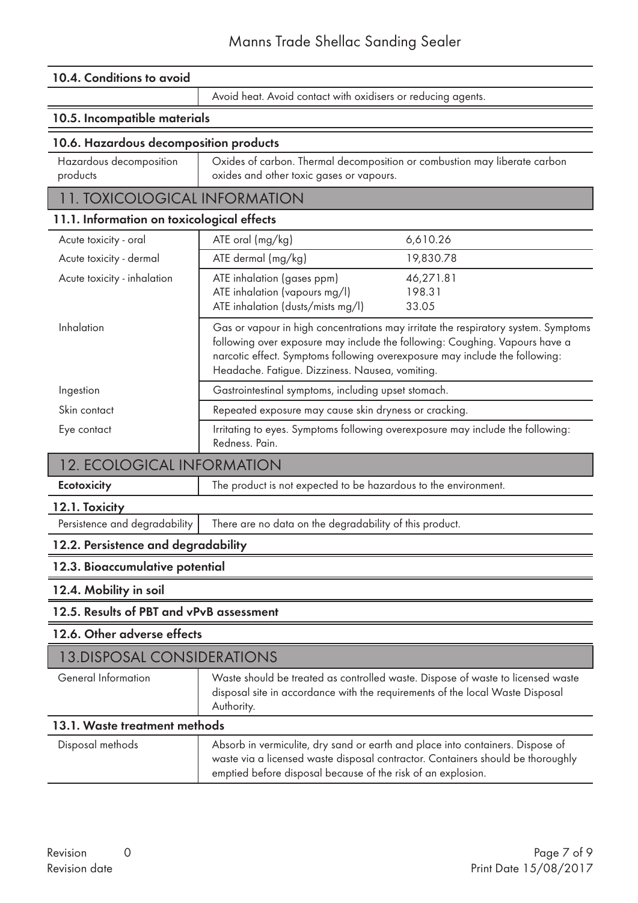### 10.4. Conditions to avoid

Avoid heat. Avoid contact with oxidisers or reducing agents.

### 10.5. Incompatible materials

### 10.6. Hazardous decomposition products

| | |
|---|---|
| Hazardous decomposition products | Oxides of carbon. Thermal decomposition or combustion may liberate carbon oxides and other toxic gases or vapours. |

## 11. TOXICOLOGICAL INFORMATION

### 11.1. Information on toxicological effects

| | | |
|---|---|---|
| Acute toxicity - oral | ATE oral (mg/kg) | 6,610.26 |
| Acute toxicity - dermal | ATE dermal (mg/kg) | 19,830.78 |
| Acute toxicity - inhalation | ATE inhalation (gases ppm)<br>ATE inhalation (vapours mg/l)<br>ATE inhalation (dusts/mists mg/l) | 46,271.81<br>198.31<br>33.05 |
| Inhalation | Gas or vapour in high concentrations may irritate the respiratory system. Symptoms following over exposure may include the following: Coughing. Vapours have a narcotic effect. Symptoms following overexposure may include the following: Headache. Fatigue. Dizziness. Nausea, vomiting. | |
| Ingestion | Gastrointestinal symptoms, including upset stomach. | |
| Skin contact | Repeated exposure may cause skin dryness or cracking. | |
| Eye contact | Irritating to eyes. Symptoms following overexposure may include the following: Redness. Pain. | |

## 12. ECOLOGICAL INFORMATION

| | |
|---|---|
| **Ecotoxicity** | The product is not expected to be hazardous to the environment. |

### 12.1. Toxicity

| | |
|---|---|
| Persistence and degradability | There are no data on the degradability of this product. |

### 12.2. Persistence and degradability

### 12.3. Bioaccumulative potential

### 12.4. Mobility in soil

### 12.5. Results of PBT and vPvB assessment

### 12.6. Other adverse effects

## 13.DISPOSAL CONSIDERATIONS

| | |
|---|---|
| General Information | Waste should be treated as controlled waste. Dispose of waste to licensed waste disposal site in accordance with the requirements of the local Waste Disposal Authority. |

### 13.1. Waste treatment methods

| | |
|---|---|
| Disposal methods | Absorb in vermiculite, dry sand or earth and place into containers. Dispose of waste via a licensed waste disposal contractor. Containers should be thoroughly emptied before disposal because of the risk of an explosion. |

Revision 0
Revision date
Print Date 15/08/2017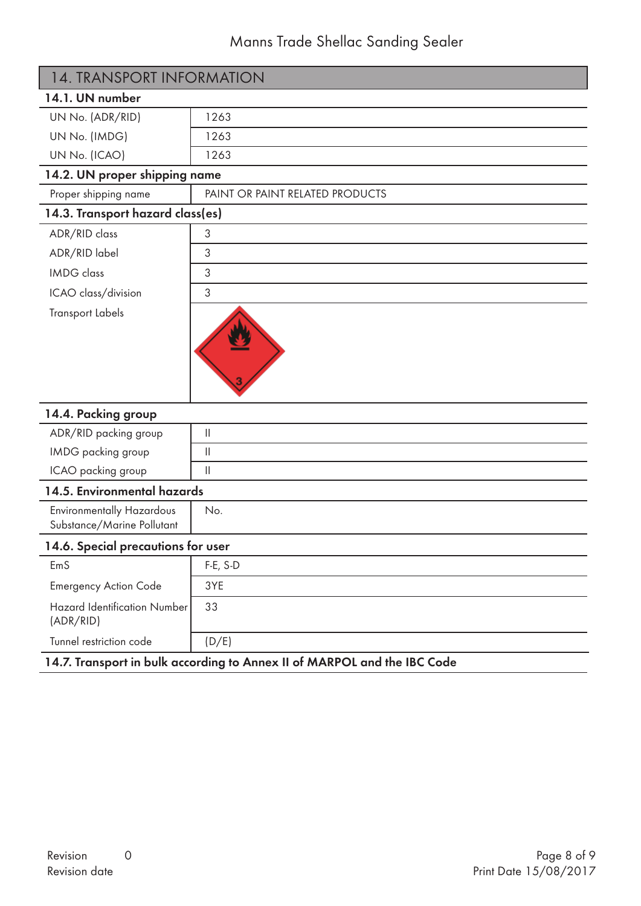## 14. TRANSPORT INFORMATION

### 14.1. UN number

| | |
|---|---|
| UN No. (ADR/RID) | 1263 |
| UN No. (IMDG) | 1263 |
| UN No. (ICAO) | 1263 |

### 14.2. UN proper shipping name

| | |
|---|---|
| Proper shipping name | PAINT OR PAINT RELATED PRODUCTS |

### 14.3. Transport hazard class(es)

| | |
|---|---|
| ADR/RID class | 3 |
| ADR/RID label | 3 |
| IMDG class | 3 |
| ICAO class/division | 3 |
| Transport Labels | |

### 14.4. Packing group

| | |
|---|---|
| ADR/RID packing group | II |
| IMDG packing group | II |
| ICAO packing group | II |

### 14.5. Environmental hazards

| | |
|---|---|
| Environmentally Hazardous Substance/Marine Pollutant | No. |

### 14.6. Special precautions for user

| | |
|---|---|
| EmS | F-E, S-D |
| Emergency Action Code | 3YE |
| Hazard Identification Number (ADR/RID) | 33 |
| Tunnel restriction code | (D/E) |

### 14.7. Transport in bulk according to Annex II of MARPOL and the IBC Code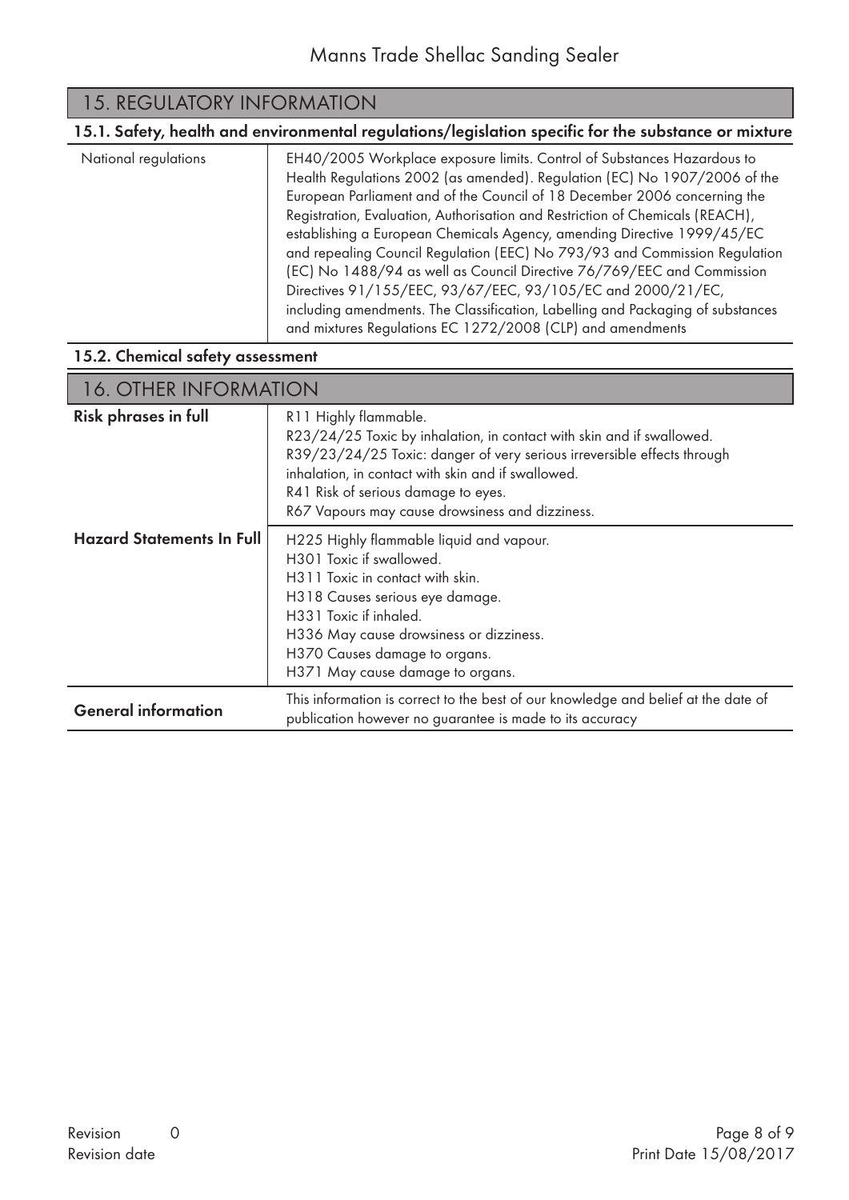## 15. REGULATORY INFORMATION

### 15.1. Safety, health and environmental regulations/legislation specific for the substance or mixture

| | |
|---|---|
| National regulations | EH40/2005 Workplace exposure limits. Control of Substances Hazardous to Health Regulations 2002 (as amended). Regulation (EC) No 1907/2006 of the European Parliament and of the Council of 18 December 2006 concerning the Registration, Evaluation, Authorisation and Restriction of Chemicals (REACH), establishing a European Chemicals Agency, amending Directive 1999/45/EC and repealing Council Regulation (EEC) No 793/93 and Commission Regulation (EC) No 1488/94 as well as Council Directive 76/769/EEC and Commission Directives 91/155/EEC, 93/67/EEC, 93/105/EC and 2000/21/EC, including amendments. The Classification, Labelling and Packaging of substances and mixtures Regulations EC 1272/2008 (CLP) and amendments |

### 15.2. Chemical safety assessment

## 16. OTHER INFORMATION

| | |
|---|---|
| **Risk phrases in full** | R11 Highly flammable.<br>R23/24/25 Toxic by inhalation, in contact with skin and if swallowed.<br>R39/23/24/25 Toxic: danger of very serious irreversible effects through inhalation, in contact with skin and if swallowed.<br>R41 Risk of serious damage to eyes.<br>R67 Vapours may cause drowsiness and dizziness. |
| **Hazard Statements In Full** | H225 Highly flammable liquid and vapour.<br>H301 Toxic if swallowed.<br>H311 Toxic in contact with skin.<br>H318 Causes serious eye damage.<br>H331 Toxic if inhaled.<br>H336 May cause drowsiness or dizziness.<br>H370 Causes damage to organs.<br>H371 May cause damage to organs. |
| **General information** | This information is correct to the best of our knowledge and belief at the date of publication however no guarantee is made to its accuracy |

Revision 0
Revision date
Print Date 15/08/2017